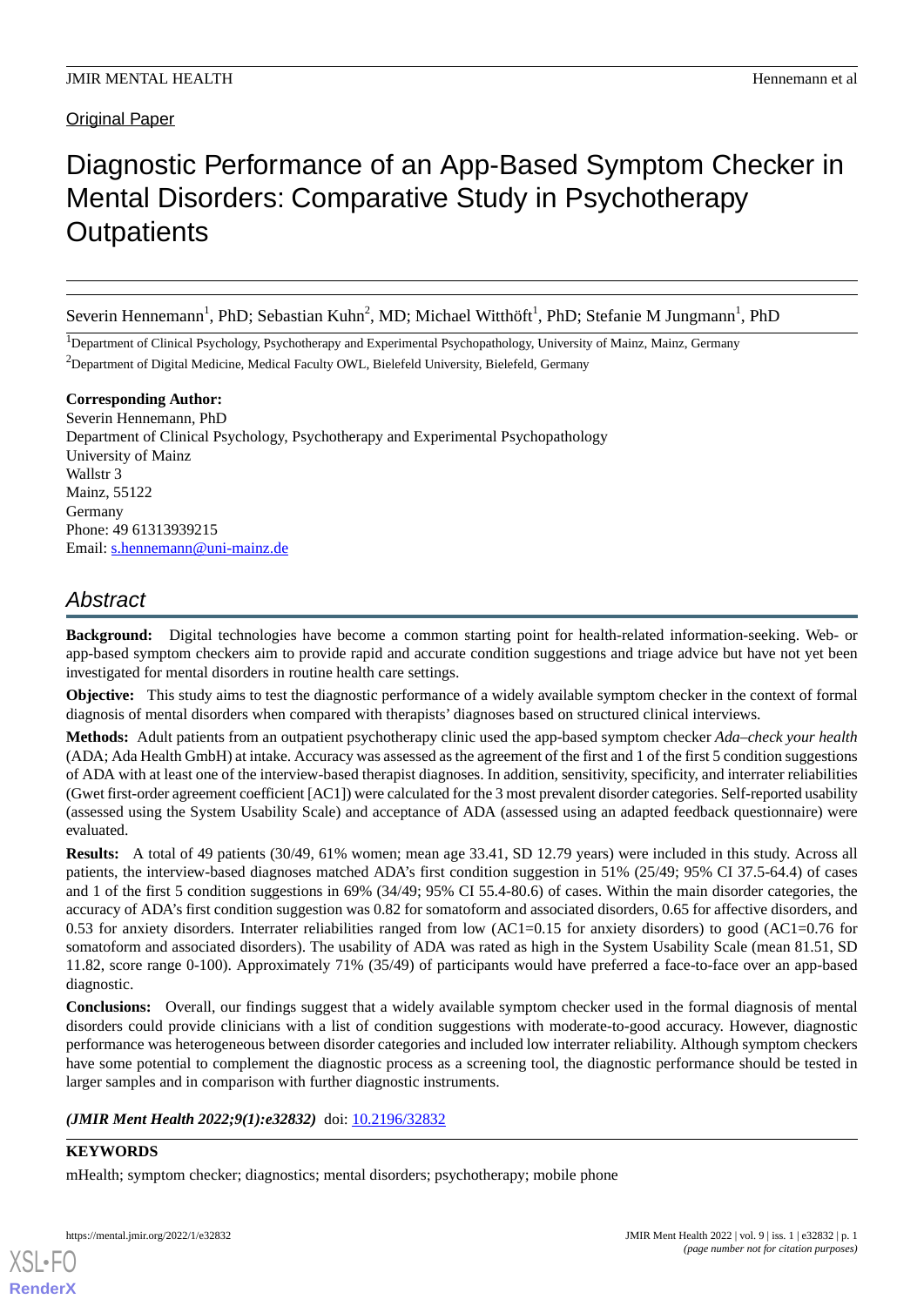Original Paper

# Diagnostic Performance of an App-Based Symptom Checker in Mental Disorders: Comparative Study in Psychotherapy Outpatients

Severin Hennemann[1], PhD; Sebastian Kuhn[2], MD; Michael Witthöft[1], PhD; Stefanie M Jungmann[1], PhD

[1]Department of Clinical Psychology, Psychotherapy and Experimental Psychopathology, University of Mainz, Mainz, Germany

[2]Department of Digital Medicine, Medical Faculty OWL, Bielefeld University, Bielefeld, Germany

**Corresponding Author:**
Severin Hennemann, PhD
Department of Clinical Psychology, Psychotherapy and Experimental Psychopathology
University of Mainz
Wallstr 3
Mainz, 55122
Germany
Phone: 49 61313939215
Email: s.hennemann@uni-mainz.de

## Abstract

**Background:** Digital technologies have become a common starting point for health-related information-seeking. Web- or app-based symptom checkers aim to provide rapid and accurate condition suggestions and triage advice but have not yet been investigated for mental disorders in routine health care settings.

**Objective:** This study aims to test the diagnostic performance of a widely available symptom checker in the context of formal diagnosis of mental disorders when compared with therapists' diagnoses based on structured clinical interviews.

**Methods:** Adult patients from an outpatient psychotherapy clinic used the app-based symptom checker *Ada–check your health* (ADA; Ada Health GmbH) at intake. Accuracy was assessed as the agreement of the first and 1 of the first 5 condition suggestions of ADA with at least one of the interview-based therapist diagnoses. In addition, sensitivity, specificity, and interrater reliabilities (Gwet first-order agreement coefficient [AC1]) were calculated for the 3 most prevalent disorder categories. Self-reported usability (assessed using the System Usability Scale) and acceptance of ADA (assessed using an adapted feedback questionnaire) were evaluated.

**Results:** A total of 49 patients (30/49, 61% women; mean age 33.41, SD 12.79 years) were included in this study. Across all patients, the interview-based diagnoses matched ADA's first condition suggestion in 51% (25/49; 95% CI 37.5-64.4) of cases and 1 of the first 5 condition suggestions in 69% (34/49; 95% CI 55.4-80.6) of cases. Within the main disorder categories, the accuracy of ADA's first condition suggestion was 0.82 for somatoform and associated disorders, 0.65 for affective disorders, and 0.53 for anxiety disorders. Interrater reliabilities ranged from low (AC1=0.15 for anxiety disorders) to good (AC1=0.76 for somatoform and associated disorders). The usability of ADA was rated as high in the System Usability Scale (mean 81.51, SD 11.82, score range 0-100). Approximately 71% (35/49) of participants would have preferred a face-to-face over an app-based diagnostic.

**Conclusions:** Overall, our findings suggest that a widely available symptom checker used in the formal diagnosis of mental disorders could provide clinicians with a list of condition suggestions with moderate-to-good accuracy. However, diagnostic performance was heterogeneous between disorder categories and included low interrater reliability. Although symptom checkers have some potential to complement the diagnostic process as a screening tool, the diagnostic performance should be tested in larger samples and in comparison with further diagnostic instruments.

***(JMIR Ment Health 2022;9(1):e32832)*** doi: 10.2196/32832

**KEYWORDS**

mHealth; symptom checker; diagnostics; mental disorders; psychotherapy; mobile phone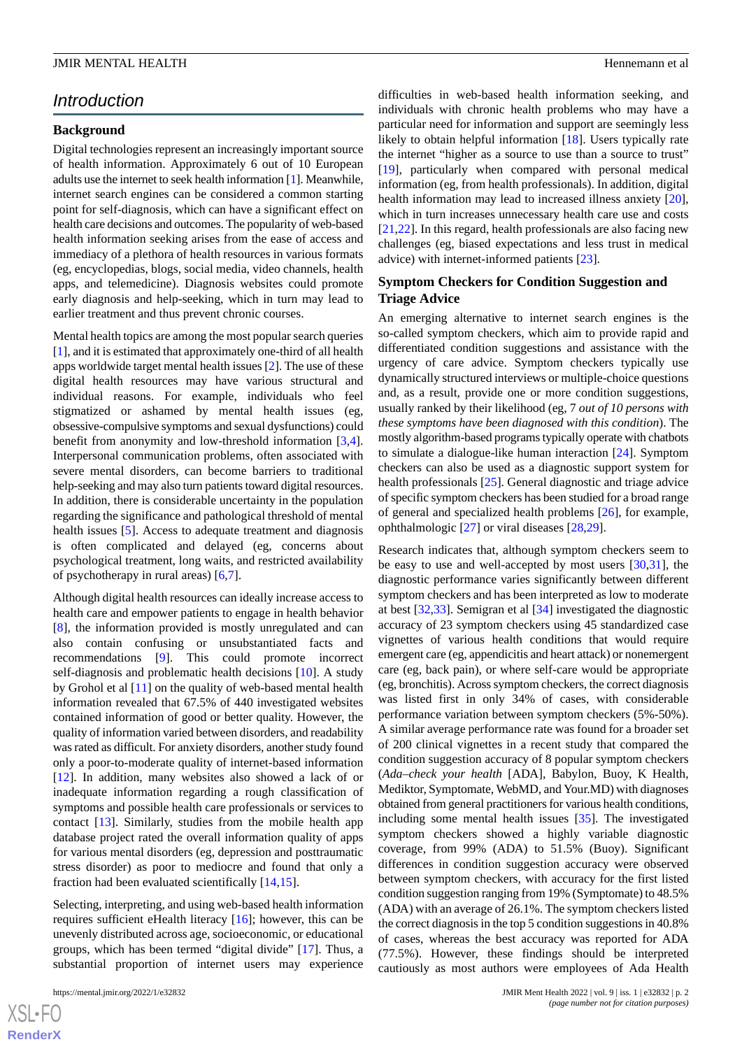## Introduction

### Background

Digital technologies represent an increasingly important source of health information. Approximately 6 out of 10 European adults use the internet to seek health information [1]. Meanwhile, internet search engines can be considered a common starting point for self-diagnosis, which can have a significant effect on health care decisions and outcomes. The popularity of web-based health information seeking arises from the ease of access and immediacy of a plethora of health resources in various formats (eg, encyclopedias, blogs, social media, video channels, health apps, and telemedicine). Diagnosis websites could promote early diagnosis and help-seeking, which in turn may lead to earlier treatment and thus prevent chronic courses.

Mental health topics are among the most popular search queries [1], and it is estimated that approximately one-third of all health apps worldwide target mental health issues [2]. The use of these digital health resources may have various structural and individual reasons. For example, individuals who feel stigmatized or ashamed by mental health issues (eg, obsessive-compulsive symptoms and sexual dysfunctions) could benefit from anonymity and low-threshold information [3,4]. Interpersonal communication problems, often associated with severe mental disorders, can become barriers to traditional help-seeking and may also turn patients toward digital resources. In addition, there is considerable uncertainty in the population regarding the significance and pathological threshold of mental health issues [5]. Access to adequate treatment and diagnosis is often complicated and delayed (eg, concerns about psychological treatment, long waits, and restricted availability of psychotherapy in rural areas) [6,7].

Although digital health resources can ideally increase access to health care and empower patients to engage in health behavior [8], the information provided is mostly unregulated and can also contain confusing or unsubstantiated facts and recommendations [9]. This could promote incorrect self-diagnosis and problematic health decisions [10]. A study by Grohol et al [11] on the quality of web-based mental health information revealed that 67.5% of 440 investigated websites contained information of good or better quality. However, the quality of information varied between disorders, and readability was rated as difficult. For anxiety disorders, another study found only a poor-to-moderate quality of internet-based information [12]. In addition, many websites also showed a lack of or inadequate information regarding a rough classification of symptoms and possible health care professionals or services to contact [13]. Similarly, studies from the mobile health app database project rated the overall information quality of apps for various mental disorders (eg, depression and posttraumatic stress disorder) as poor to mediocre and found that only a fraction had been evaluated scientifically [14,15].

Selecting, interpreting, and using web-based health information requires sufficient eHealth literacy [16]; however, this can be unevenly distributed across age, socioeconomic, or educational groups, which has been termed "digital divide" [17]. Thus, a substantial proportion of internet users may experience difficulties in web-based health information seeking, and individuals with chronic health problems who may have a particular need for information and support are seemingly less likely to obtain helpful information [18]. Users typically rate the internet "higher as a source to use than a source to trust" [19], particularly when compared with personal medical information (eg, from health professionals). In addition, digital health information may lead to increased illness anxiety [20], which in turn increases unnecessary health care use and costs [21,22]. In this regard, health professionals are also facing new challenges (eg, biased expectations and less trust in medical advice) with internet-informed patients [23].

### Symptom Checkers for Condition Suggestion and Triage Advice

An emerging alternative to internet search engines is the so-called symptom checkers, which aim to provide rapid and differentiated condition suggestions and assistance with the urgency of care advice. Symptom checkers typically use dynamically structured interviews or multiple-choice questions and, as a result, provide one or more condition suggestions, usually ranked by their likelihood (eg, 7 *out of 10 persons with these symptoms have been diagnosed with this condition*). The mostly algorithm-based programs typically operate with chatbots to simulate a dialogue-like human interaction [24]. Symptom checkers can also be used as a diagnostic support system for health professionals [25]. General diagnostic and triage advice of specific symptom checkers has been studied for a broad range of general and specialized health problems [26], for example, ophthalmologic [27] or viral diseases [28,29].

Research indicates that, although symptom checkers seem to be easy to use and well-accepted by most users [30,31], the diagnostic performance varies significantly between different symptom checkers and has been interpreted as low to moderate at best [32,33]. Semigran et al [34] investigated the diagnostic accuracy of 23 symptom checkers using 45 standardized case vignettes of various health conditions that would require emergent care (eg, appendicitis and heart attack) or nonemergent care (eg, back pain), or where self-care would be appropriate (eg, bronchitis). Across symptom checkers, the correct diagnosis was listed first in only 34% of cases, with considerable performance variation between symptom checkers (5%-50%). A similar average performance rate was found for a broader set of 200 clinical vignettes in a recent study that compared the condition suggestion accuracy of 8 popular symptom checkers (*Ada–check your health* [ADA], Babylon, Buoy, K Health, Mediktor, Symptomate, WebMD, and Your.MD) with diagnoses obtained from general practitioners for various health conditions, including some mental health issues [35]. The investigated symptom checkers showed a highly variable diagnostic coverage, from 99% (ADA) to 51.5% (Buoy). Significant differences in condition suggestion accuracy were observed between symptom checkers, with accuracy for the first listed condition suggestion ranging from 19% (Symptomate) to 48.5% (ADA) with an average of 26.1%. The symptom checkers listed the correct diagnosis in the top 5 condition suggestions in 40.8% of cases, whereas the best accuracy was reported for ADA (77.5%). However, these findings should be interpreted cautiously as most authors were employees of Ada Health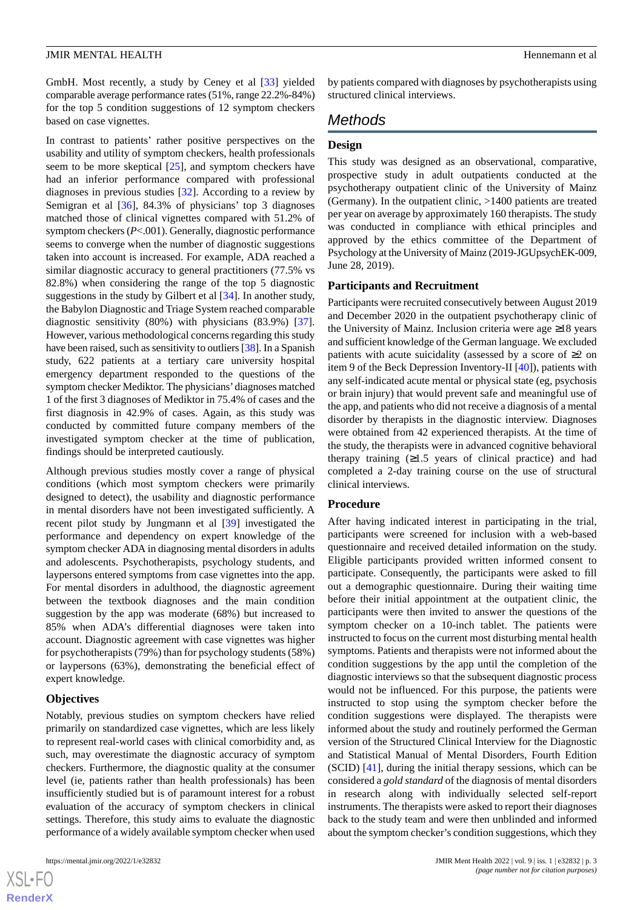GmbH. Most recently, a study by Ceney et al [33] yielded comparable average performance rates (51%, range 22.2%-84%) for the top 5 condition suggestions of 12 symptom checkers based on case vignettes.

In contrast to patients' rather positive perspectives on the usability and utility of symptom checkers, health professionals seem to be more skeptical [25], and symptom checkers have had an inferior performance compared with professional diagnoses in previous studies [32]. According to a review by Semigran et al [36], 84.3% of physicians' top 3 diagnoses matched those of clinical vignettes compared with 51.2% of symptom checkers (*P*<.001). Generally, diagnostic performance seems to converge when the number of diagnostic suggestions taken into account is increased. For example, ADA reached a similar diagnostic accuracy to general practitioners (77.5% vs 82.8%) when considering the range of the top 5 diagnostic suggestions in the study by Gilbert et al [34]. In another study, the Babylon Diagnostic and Triage System reached comparable diagnostic sensitivity (80%) with physicians (83.9%) [37]. However, various methodological concerns regarding this study have been raised, such as sensitivity to outliers [38]. In a Spanish study, 622 patients at a tertiary care university hospital emergency department responded to the questions of the symptom checker Mediktor. The physicians' diagnoses matched 1 of the first 3 diagnoses of Mediktor in 75.4% of cases and the first diagnosis in 42.9% of cases. Again, as this study was conducted by committed future company members of the investigated symptom checker at the time of publication, findings should be interpreted cautiously.

Although previous studies mostly cover a range of physical conditions (which most symptom checkers were primarily designed to detect), the usability and diagnostic performance in mental disorders have not been investigated sufficiently. A recent pilot study by Jungmann et al [39] investigated the performance and dependency on expert knowledge of the symptom checker ADA in diagnosing mental disorders in adults and adolescents. Psychotherapists, psychology students, and laypersons entered symptoms from case vignettes into the app. For mental disorders in adulthood, the diagnostic agreement between the textbook diagnoses and the main condition suggestion by the app was moderate (68%) but increased to 85% when ADA's differential diagnoses were taken into account. Diagnostic agreement with case vignettes was higher for psychotherapists (79%) than for psychology students (58%) or laypersons (63%), demonstrating the beneficial effect of expert knowledge.

### Objectives

Notably, previous studies on symptom checkers have relied primarily on standardized case vignettes, which are less likely to represent real-world cases with clinical comorbidity and, as such, may overestimate the diagnostic accuracy of symptom checkers. Furthermore, the diagnostic quality at the consumer level (ie, patients rather than health professionals) has been insufficiently studied but is of paramount interest for a robust evaluation of the accuracy of symptom checkers in clinical settings. Therefore, this study aims to evaluate the diagnostic performance of a widely available symptom checker when used by patients compared with diagnoses by psychotherapists using structured clinical interviews.

## Methods

### Design

This study was designed as an observational, comparative, prospective study in adult outpatients conducted at the psychotherapy outpatient clinic of the University of Mainz (Germany). In the outpatient clinic, >1400 patients are treated per year on average by approximately 160 therapists. The study was conducted in compliance with ethical principles and approved by the ethics committee of the Department of Psychology at the University of Mainz (2019-JGUpsychEK-009, June 28, 2019).

### Participants and Recruitment

Participants were recruited consecutively between August 2019 and December 2020 in the outpatient psychotherapy clinic of the University of Mainz. Inclusion criteria were age ≥18 years and sufficient knowledge of the German language. We excluded patients with acute suicidality (assessed by a score of ≥2 on item 9 of the Beck Depression Inventory-II [40]), patients with any self-indicated acute mental or physical state (eg, psychosis or brain injury) that would prevent safe and meaningful use of the app, and patients who did not receive a diagnosis of a mental disorder by therapists in the diagnostic interview. Diagnoses were obtained from 42 experienced therapists. At the time of the study, the therapists were in advanced cognitive behavioral therapy training (≥1.5 years of clinical practice) and had completed a 2-day training course on the use of structural clinical interviews.

### Procedure

After having indicated interest in participating in the trial, participants were screened for inclusion with a web-based questionnaire and received detailed information on the study. Eligible participants provided written informed consent to participate. Consequently, the participants were asked to fill out a demographic questionnaire. During their waiting time before their initial appointment at the outpatient clinic, the participants were then invited to answer the questions of the symptom checker on a 10-inch tablet. The patients were instructed to focus on the current most disturbing mental health symptoms. Patients and therapists were not informed about the condition suggestions by the app until the completion of the diagnostic interviews so that the subsequent diagnostic process would not be influenced. For this purpose, the patients were instructed to stop using the symptom checker before the condition suggestions were displayed. The therapists were informed about the study and routinely performed the German version of the Structured Clinical Interview for the Diagnostic and Statistical Manual of Mental Disorders, Fourth Edition (SCID) [41], during the initial therapy sessions, which can be considered a *gold standard* of the diagnosis of mental disorders in research along with individually selected self-report instruments. The therapists were asked to report their diagnoses back to the study team and were then unblinded and informed about the symptom checker's condition suggestions, which they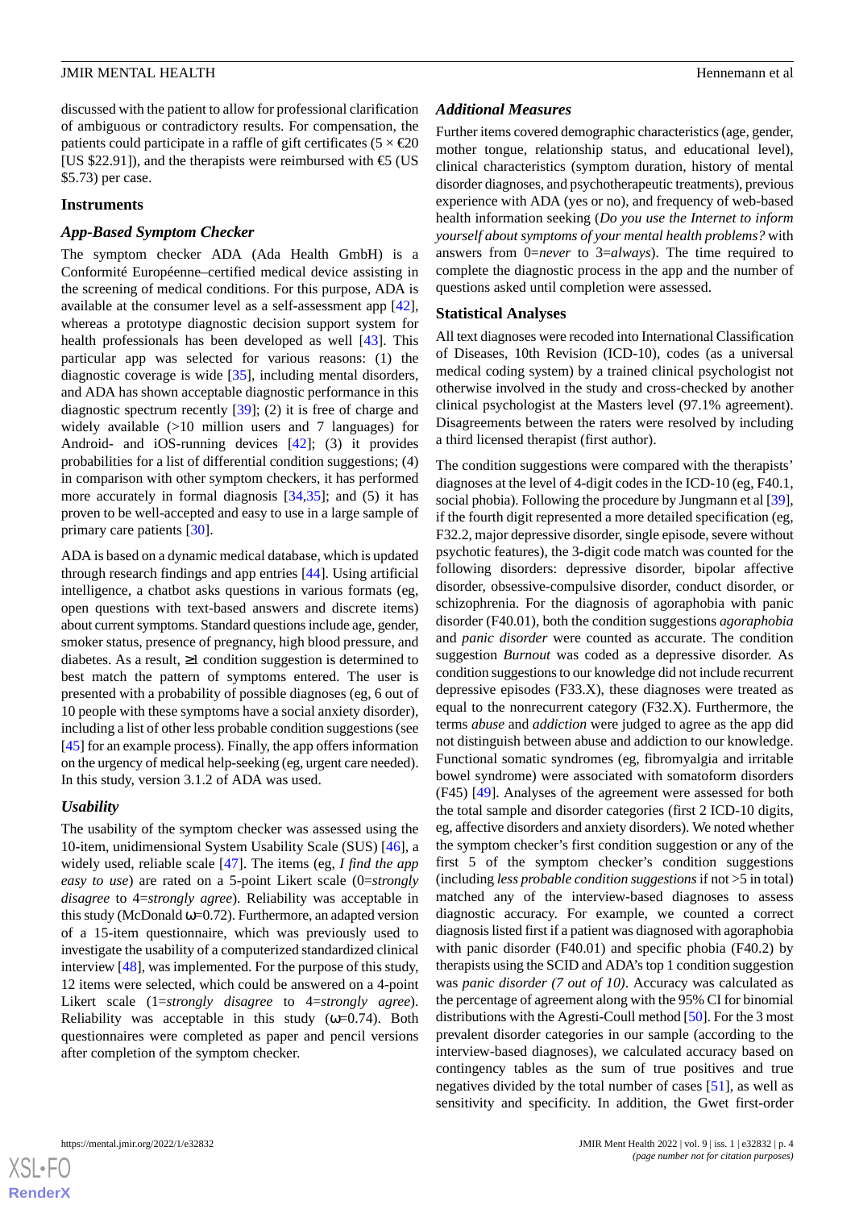discussed with the patient to allow for professional clarification of ambiguous or contradictory results. For compensation, the patients could participate in a raffle of gift certificates (5 × €20 [US $22.91]), and the therapists were reimbursed with €5 (US $5.73) per case.

## Instruments

### *App-Based Symptom Checker*

The symptom checker ADA (Ada Health GmbH) is a Conformité Européenne–certified medical device assisting in the screening of medical conditions. For this purpose, ADA is available at the consumer level as a self-assessment app [42], whereas a prototype diagnostic decision support system for health professionals has been developed as well [43]. This particular app was selected for various reasons: (1) the diagnostic coverage is wide [35], including mental disorders, and ADA has shown acceptable diagnostic performance in this diagnostic spectrum recently [39]; (2) it is free of charge and widely available (>10 million users and 7 languages) for Android- and iOS-running devices [42]; (3) it provides probabilities for a list of differential condition suggestions; (4) in comparison with other symptom checkers, it has performed more accurately in formal diagnosis [34,35]; and (5) it has proven to be well-accepted and easy to use in a large sample of primary care patients [30].

ADA is based on a dynamic medical database, which is updated through research findings and app entries [44]. Using artificial intelligence, a chatbot asks questions in various formats (eg, open questions with text-based answers and discrete items) about current symptoms. Standard questions include age, gender, smoker status, presence of pregnancy, high blood pressure, and diabetes. As a result, ≥1 condition suggestion is determined to best match the pattern of symptoms entered. The user is presented with a probability of possible diagnoses (eg, 6 out of 10 people with these symptoms have a social anxiety disorder), including a list of other less probable condition suggestions (see [45] for an example process). Finally, the app offers information on the urgency of medical help-seeking (eg, urgent care needed). In this study, version 3.1.2 of ADA was used.

### *Usability*

The usability of the symptom checker was assessed using the 10-item, unidimensional System Usability Scale (SUS) [46], a widely used, reliable scale [47]. The items (eg, *I find the app easy to use*) are rated on a 5-point Likert scale (0=*strongly disagree* to 4=*strongly agree*). Reliability was acceptable in this study (McDonald ω=0.72). Furthermore, an adapted version of a 15-item questionnaire, which was previously used to investigate the usability of a computerized standardized clinical interview [48], was implemented. For the purpose of this study, 12 items were selected, which could be answered on a 4-point Likert scale (1=*strongly disagree* to 4=*strongly agree*). Reliability was acceptable in this study (ω=0.74). Both questionnaires were completed as paper and pencil versions after completion of the symptom checker.

### *Additional Measures*

Further items covered demographic characteristics (age, gender, mother tongue, relationship status, and educational level), clinical characteristics (symptom duration, history of mental disorder diagnoses, and psychotherapeutic treatments), previous experience with ADA (yes or no), and frequency of web-based health information seeking (*Do you use the Internet to inform yourself about symptoms of your mental health problems?* with answers from 0=*never* to 3=*always*). The time required to complete the diagnostic process in the app and the number of questions asked until completion were assessed.

## Statistical Analyses

All text diagnoses were recoded into International Classification of Diseases, 10th Revision (ICD-10), codes (as a universal medical coding system) by a trained clinical psychologist not otherwise involved in the study and cross-checked by another clinical psychologist at the Masters level (97.1% agreement). Disagreements between the raters were resolved by including a third licensed therapist (first author).

The condition suggestions were compared with the therapists' diagnoses at the level of 4-digit codes in the ICD-10 (eg, F40.1, social phobia). Following the procedure by Jungmann et al [39], if the fourth digit represented a more detailed specification (eg, F32.2, major depressive disorder, single episode, severe without psychotic features), the 3-digit code match was counted for the following disorders: depressive disorder, bipolar affective disorder, obsessive-compulsive disorder, conduct disorder, or schizophrenia. For the diagnosis of agoraphobia with panic disorder (F40.01), both the condition suggestions *agoraphobia* and *panic disorder* were counted as accurate. The condition suggestion *Burnout* was coded as a depressive disorder. As condition suggestions to our knowledge did not include recurrent depressive episodes (F33.X), these diagnoses were treated as equal to the nonrecurrent category (F32.X). Furthermore, the terms *abuse* and *addiction* were judged to agree as the app did not distinguish between abuse and addiction to our knowledge. Functional somatic syndromes (eg, fibromyalgia and irritable bowel syndrome) were associated with somatoform disorders (F45) [49]. Analyses of the agreement were assessed for both the total sample and disorder categories (first 2 ICD-10 digits, eg, affective disorders and anxiety disorders). We noted whether the symptom checker's first condition suggestion or any of the first 5 of the symptom checker's condition suggestions (including *less probable condition suggestions* if not >5 in total) matched any of the interview-based diagnoses to assess diagnostic accuracy. For example, we counted a correct diagnosis listed first if a patient was diagnosed with agoraphobia with panic disorder (F40.01) and specific phobia (F40.2) by therapists using the SCID and ADA's top 1 condition suggestion was *panic disorder (7 out of 10)*. Accuracy was calculated as the percentage of agreement along with the 95% CI for binomial distributions with the Agresti-Coull method [50]. For the 3 most prevalent disorder categories in our sample (according to the interview-based diagnoses), we calculated accuracy based on contingency tables as the sum of true positives and true negatives divided by the total number of cases [51], as well as sensitivity and specificity. In addition, the Gwet first-order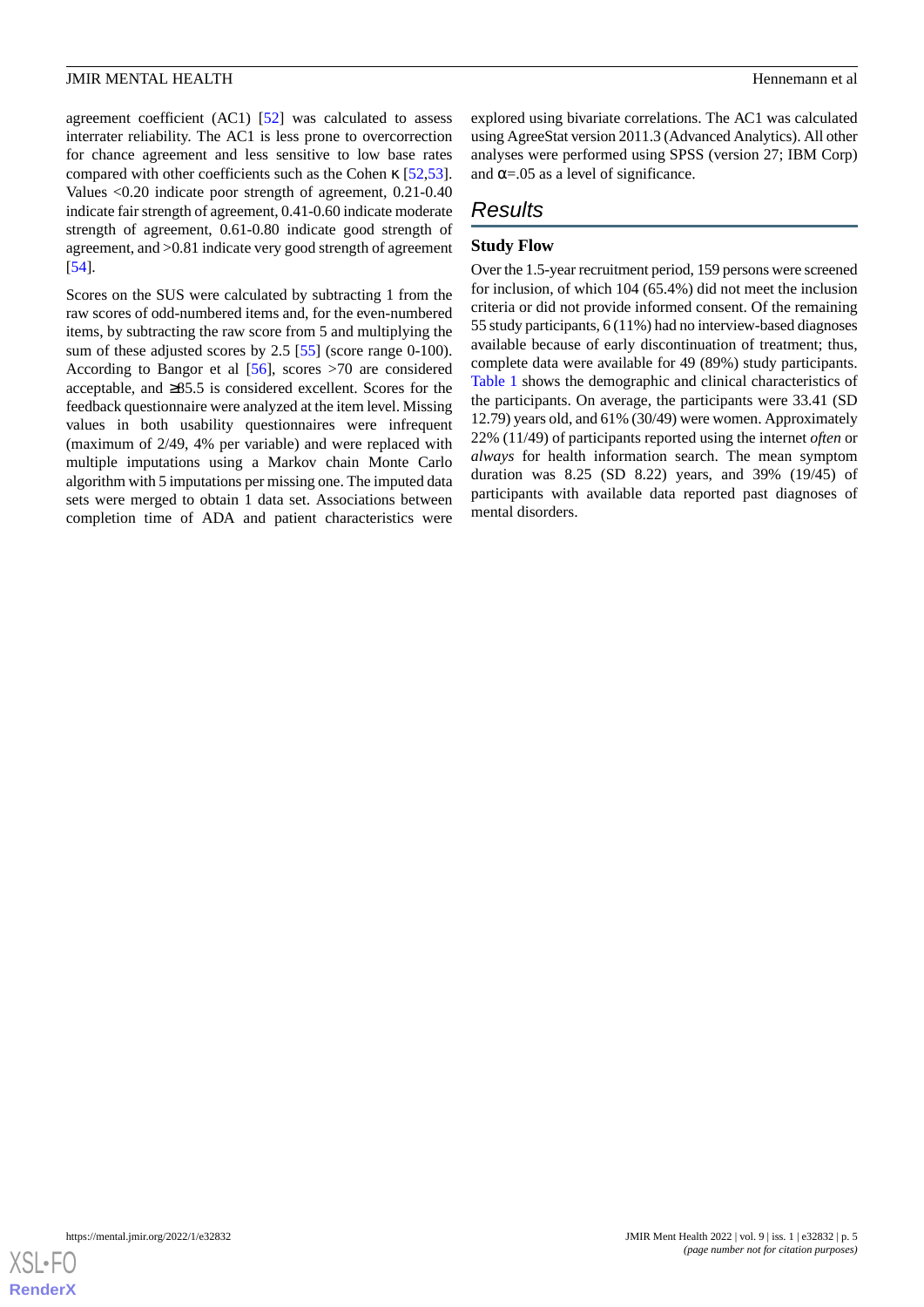agreement coefficient (AC1) [52] was calculated to assess interrater reliability. The AC1 is less prone to overcorrection for chance agreement and less sensitive to low base rates compared with other coefficients such as the Cohen κ [52,53]. Values <0.20 indicate poor strength of agreement, 0.21-0.40 indicate fair strength of agreement, 0.41-0.60 indicate moderate strength of agreement, 0.61-0.80 indicate good strength of agreement, and >0.81 indicate very good strength of agreement [54].

Scores on the SUS were calculated by subtracting 1 from the raw scores of odd-numbered items and, for the even-numbered items, by subtracting the raw score from 5 and multiplying the sum of these adjusted scores by 2.5 [55] (score range 0-100). According to Bangor et al [56], scores >70 are considered acceptable, and ≥85.5 is considered excellent. Scores for the feedback questionnaire were analyzed at the item level. Missing values in both usability questionnaires were infrequent (maximum of 2/49, 4% per variable) and were replaced with multiple imputations using a Markov chain Monte Carlo algorithm with 5 imputations per missing one. The imputed data sets were merged to obtain 1 data set. Associations between completion time of ADA and patient characteristics were explored using bivariate correlations. The AC1 was calculated using AgreeStat version 2011.3 (Advanced Analytics). All other analyses were performed using SPSS (version 27; IBM Corp) and α=.05 as a level of significance.

# Results

## Study Flow

Over the 1.5-year recruitment period, 159 persons were screened for inclusion, of which 104 (65.4%) did not meet the inclusion criteria or did not provide informed consent. Of the remaining 55 study participants, 6 (11%) had no interview-based diagnoses available because of early discontinuation of treatment; thus, complete data were available for 49 (89%) study participants. Table 1 shows the demographic and clinical characteristics of the participants. On average, the participants were 33.41 (SD 12.79) years old, and 61% (30/49) were women. Approximately 22% (11/49) of participants reported using the internet *often* or *always* for health information search. The mean symptom duration was 8.25 (SD 8.22) years, and 39% (19/45) of participants with available data reported past diagnoses of mental disorders.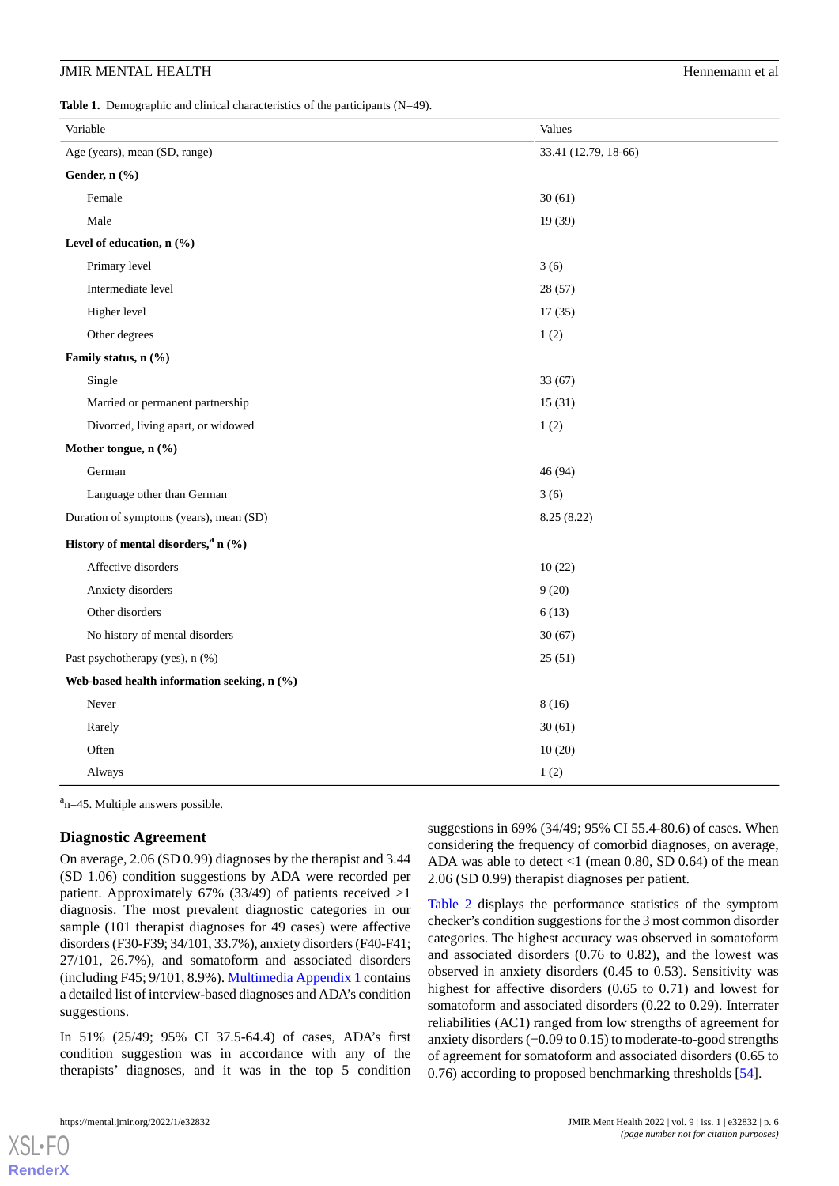**Table 1.** Demographic and clinical characteristics of the participants (N=49).

| Variable | Values |
|---|---|
| Age (years), mean (SD, range) | 33.41 (12.79, 18-66) |
| **Gender, n (%)** | |
| Female | 30 (61) |
| Male | 19 (39) |
| **Level of education, n (%)** | |
| Primary level | 3 (6) |
| Intermediate level | 28 (57) |
| Higher level | 17 (35) |
| Other degrees | 1 (2) |
| **Family status, n (%)** | |
| Single | 33 (67) |
| Married or permanent partnership | 15 (31) |
| Divorced, living apart, or widowed | 1 (2) |
| **Mother tongue, n (%)** | |
| German | 46 (94) |
| Language other than German | 3 (6) |
| Duration of symptoms (years), mean (SD) | 8.25 (8.22) |
| **History of mental disorders,[a] n (%)** | |
| Affective disorders | 10 (22) |
| Anxiety disorders | 9 (20) |
| Other disorders | 6 (13) |
| No history of mental disorders | 30 (67) |
| Past psychotherapy (yes), n (%) | 25 (51) |
| **Web-based health information seeking, n (%)** | |
| Never | 8 (16) |
| Rarely | 30 (61) |
| Often | 10 (20) |
| Always | 1 (2) |

[a]n=45. Multiple answers possible.

## Diagnostic Agreement

On average, 2.06 (SD 0.99) diagnoses by the therapist and 3.44 (SD 1.06) condition suggestions by ADA were recorded per patient. Approximately 67% (33/49) of patients received >1 diagnosis. The most prevalent diagnostic categories in our sample (101 therapist diagnoses for 49 cases) were affective disorders (F30-F39; 34/101, 33.7%), anxiety disorders (F40-F41; 27/101, 26.7%), and somatoform and associated disorders (including F45; 9/101, 8.9%). Multimedia Appendix 1 contains a detailed list of interview-based diagnoses and ADA's condition suggestions.

In 51% (25/49; 95% CI 37.5-64.4) of cases, ADA's first condition suggestion was in accordance with any of the therapists' diagnoses, and it was in the top 5 condition suggestions in 69% (34/49; 95% CI 55.4-80.6) of cases. When considering the frequency of comorbid diagnoses, on average, ADA was able to detect <1 (mean 0.80, SD 0.64) of the mean 2.06 (SD 0.99) therapist diagnoses per patient.

Table 2 displays the performance statistics of the symptom checker's condition suggestions for the 3 most common disorder categories. The highest accuracy was observed in somatoform and associated disorders (0.76 to 0.82), and the lowest was observed in anxiety disorders (0.45 to 0.53). Sensitivity was highest for affective disorders (0.65 to 0.71) and lowest for somatoform and associated disorders (0.22 to 0.29). Interrater reliabilities (AC1) ranged from low strengths of agreement for anxiety disorders (−0.09 to 0.15) to moderate-to-good strengths of agreement for somatoform and associated disorders (0.65 to 0.76) according to proposed benchmarking thresholds [54].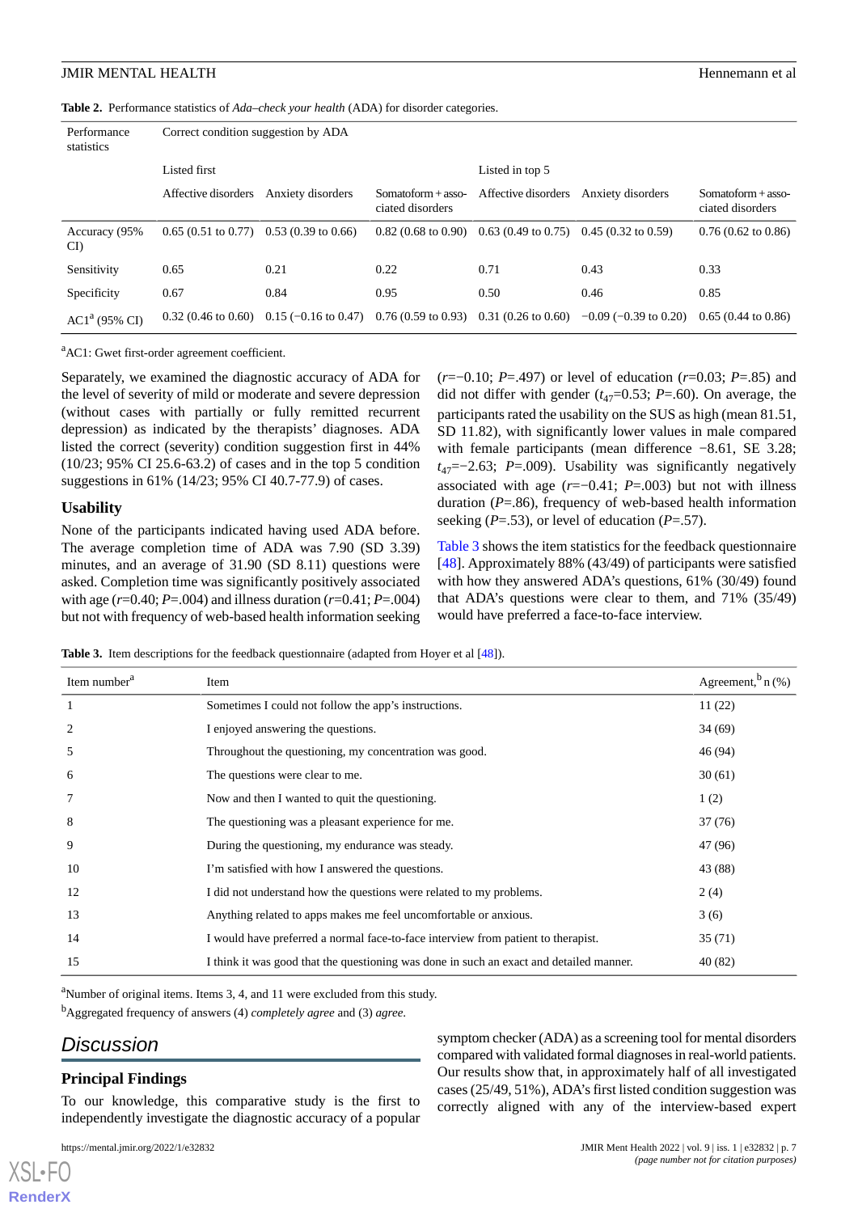**Table 2.** Performance statistics of *Ada–check your health* (ADA) for disorder categories.

| Performance statistics | Correct condition suggestion by ADA | | | | | |
|---|---|---|---|---|---|---|
| | Listed first | | | Listed in top 5 | | |
| | Affective disorders | Anxiety disorders | Somatoform + associated disorders | Affective disorders | Anxiety disorders | Somatoform + associated disorders |
| Accuracy (95% CI) | 0.65 (0.51 to 0.77) | 0.53 (0.39 to 0.66) | 0.82 (0.68 to 0.90) | 0.63 (0.49 to 0.75) | 0.45 (0.32 to 0.59) | 0.76 (0.62 to 0.86) |
| Sensitivity | 0.65 | 0.21 | 0.22 | 0.71 | 0.43 | 0.33 |
| Specificity | 0.67 | 0.84 | 0.95 | 0.50 | 0.46 | 0.85 |
| AC1[a] (95% CI) | 0.32 (0.46 to 0.60) | 0.15 (−0.16 to 0.47) | 0.76 (0.59 to 0.93) | 0.31 (0.26 to 0.60) | −0.09 (−0.39 to 0.20) | 0.65 (0.44 to 0.86) |

[a]AC1: Gwet first-order agreement coefficient.

Separately, we examined the diagnostic accuracy of ADA for the level of severity of mild or moderate and severe depression (without cases with partially or fully remitted recurrent depression) as indicated by the therapists' diagnoses. ADA listed the correct (severity) condition suggestion first in 44% (10/23; 95% CI 25.6-63.2) of cases and in the top 5 condition suggestions in 61% (14/23; 95% CI 40.7-77.9) of cases.

### Usability

None of the participants indicated having used ADA before. The average completion time of ADA was 7.90 (SD 3.39) minutes, and an average of 31.90 (SD 8.11) questions were asked. Completion time was significantly positively associated with age ($r$=0.40; $P$=.004) and illness duration ($r$=0.41; $P$=.004) but not with frequency of web-based health information seeking ($r$=−0.10; $P$=.497) or level of education ($r$=0.03; $P$=.85) and did not differ with gender ($t_{47}$=0.53; $P$=.60). On average, the participants rated the usability on the SUS as high (mean 81.51, SD 11.82), with significantly lower values in male compared with female participants (mean difference −8.61, SE 3.28; $t_{47}$=−2.63; $P$=.009). Usability was significantly negatively associated with age ($r$=−0.41; $P$=.003) but not with illness duration ($P$=.86), frequency of web-based health information seeking ($P$=.53), or level of education ($P$=.57).

Table 3 shows the item statistics for the feedback questionnaire [48]. Approximately 88% (43/49) of participants were satisfied with how they answered ADA's questions, 61% (30/49) found that ADA's questions were clear to them, and 71% (35/49) would have preferred a face-to-face interview.

**Table 3.** Item descriptions for the feedback questionnaire (adapted from Hoyer et al [48]).

| Item number[a] | Item | Agreement,[b] n (%) |
|---|---|---|
| 1 | Sometimes I could not follow the app's instructions. | 11 (22) |
| 2 | I enjoyed answering the questions. | 34 (69) |
| 5 | Throughout the questioning, my concentration was good. | 46 (94) |
| 6 | The questions were clear to me. | 30 (61) |
| 7 | Now and then I wanted to quit the questioning. | 1 (2) |
| 8 | The questioning was a pleasant experience for me. | 37 (76) |
| 9 | During the questioning, my endurance was steady. | 47 (96) |
| 10 | I'm satisfied with how I answered the questions. | 43 (88) |
| 12 | I did not understand how the questions were related to my problems. | 2 (4) |
| 13 | Anything related to apps makes me feel uncomfortable or anxious. | 3 (6) |
| 14 | I would have preferred a normal face-to-face interview from patient to therapist. | 35 (71) |
| 15 | I think it was good that the questioning was done in such an exact and detailed manner. | 40 (82) |

[a]Number of original items. Items 3, 4, and 11 were excluded from this study.

[b]Aggregated frequency of answers (4) *completely agree* and (3) *agree*.

## Discussion

### Principal Findings

To our knowledge, this comparative study is the first to independently investigate the diagnostic accuracy of a popular symptom checker (ADA) as a screening tool for mental disorders compared with validated formal diagnoses in real-world patients. Our results show that, in approximately half of all investigated cases (25/49, 51%), ADA's first listed condition suggestion was correctly aligned with any of the interview-based expert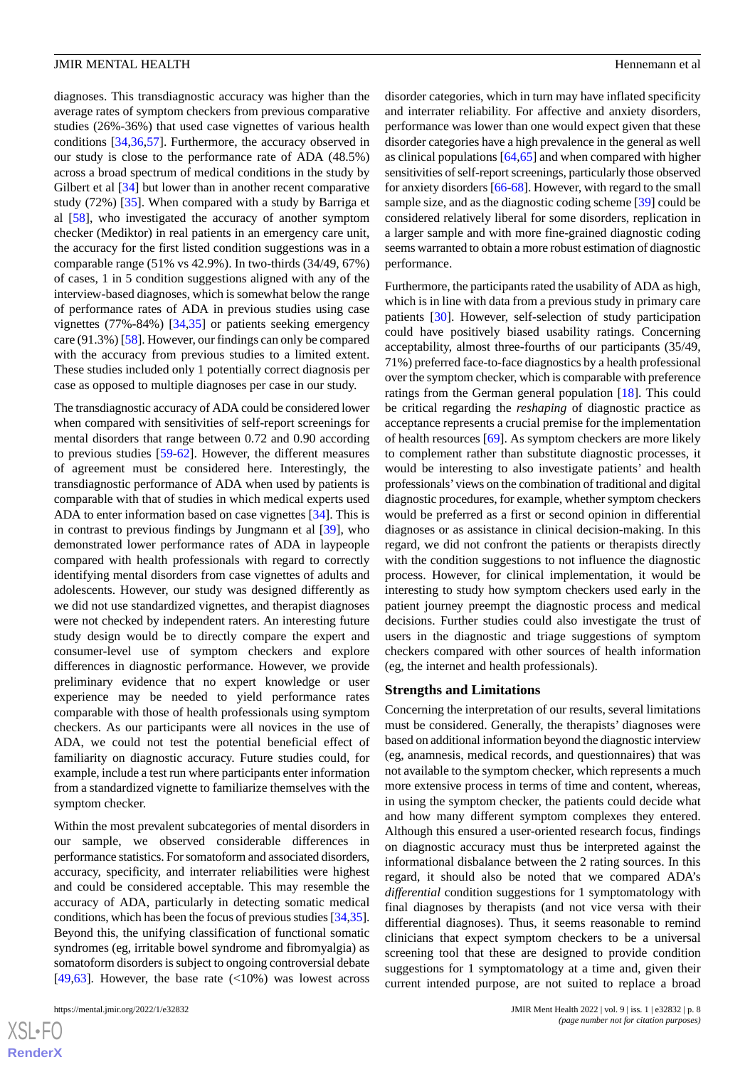diagnoses. This transdiagnostic accuracy was higher than the average rates of symptom checkers from previous comparative studies (26%-36%) that used case vignettes of various health conditions [34,36,57]. Furthermore, the accuracy observed in our study is close to the performance rate of ADA (48.5%) across a broad spectrum of medical conditions in the study by Gilbert et al [34] but lower than in another recent comparative study (72%) [35]. When compared with a study by Barriga et al [58], who investigated the accuracy of another symptom checker (Mediktor) in real patients in an emergency care unit, the accuracy for the first listed condition suggestions was in a comparable range (51% vs 42.9%). In two-thirds (34/49, 67%) of cases, 1 in 5 condition suggestions aligned with any of the interview-based diagnoses, which is somewhat below the range of performance rates of ADA in previous studies using case vignettes (77%-84%) [34,35] or patients seeking emergency care (91.3%) [58]. However, our findings can only be compared with the accuracy from previous studies to a limited extent. These studies included only 1 potentially correct diagnosis per case as opposed to multiple diagnoses per case in our study.

The transdiagnostic accuracy of ADA could be considered lower when compared with sensitivities of self-report screenings for mental disorders that range between 0.72 and 0.90 according to previous studies [59-62]. However, the different measures of agreement must be considered here. Interestingly, the transdiagnostic performance of ADA when used by patients is comparable with that of studies in which medical experts used ADA to enter information based on case vignettes [34]. This is in contrast to previous findings by Jungmann et al [39], who demonstrated lower performance rates of ADA in laypeople compared with health professionals with regard to correctly identifying mental disorders from case vignettes of adults and adolescents. However, our study was designed differently as we did not use standardized vignettes, and therapist diagnoses were not checked by independent raters. An interesting future study design would be to directly compare the expert and consumer-level use of symptom checkers and explore differences in diagnostic performance. However, we provide preliminary evidence that no expert knowledge or user experience may be needed to yield performance rates comparable with those of health professionals using symptom checkers. As our participants were all novices in the use of ADA, we could not test the potential beneficial effect of familiarity on diagnostic accuracy. Future studies could, for example, include a test run where participants enter information from a standardized vignette to familiarize themselves with the symptom checker.

Within the most prevalent subcategories of mental disorders in our sample, we observed considerable differences in performance statistics. For somatoform and associated disorders, accuracy, specificity, and interrater reliabilities were highest and could be considered acceptable. This may resemble the accuracy of ADA, particularly in detecting somatic medical conditions, which has been the focus of previous studies [34,35]. Beyond this, the unifying classification of functional somatic syndromes (eg, irritable bowel syndrome and fibromyalgia) as somatoform disorders is subject to ongoing controversial debate [49,63]. However, the base rate (<10%) was lowest across disorder categories, which in turn may have inflated specificity and interrater reliability. For affective and anxiety disorders, performance was lower than one would expect given that these disorder categories have a high prevalence in the general as well as clinical populations [64,65] and when compared with higher sensitivities of self-report screenings, particularly those observed for anxiety disorders [66-68]. However, with regard to the small sample size, and as the diagnostic coding scheme [39] could be considered relatively liberal for some disorders, replication in a larger sample and with more fine-grained diagnostic coding seems warranted to obtain a more robust estimation of diagnostic performance.

Furthermore, the participants rated the usability of ADA as high, which is in line with data from a previous study in primary care patients [30]. However, self-selection of study participation could have positively biased usability ratings. Concerning acceptability, almost three-fourths of our participants (35/49, 71%) preferred face-to-face diagnostics by a health professional over the symptom checker, which is comparable with preference ratings from the German general population [18]. This could be critical regarding the *reshaping* of diagnostic practice as acceptance represents a crucial premise for the implementation of health resources [69]. As symptom checkers are more likely to complement rather than substitute diagnostic processes, it would be interesting to also investigate patients' and health professionals' views on the combination of traditional and digital diagnostic procedures, for example, whether symptom checkers would be preferred as a first or second opinion in differential diagnoses or as assistance in clinical decision-making. In this regard, we did not confront the patients or therapists directly with the condition suggestions to not influence the diagnostic process. However, for clinical implementation, it would be interesting to study how symptom checkers used early in the patient journey preempt the diagnostic process and medical decisions. Further studies could also investigate the trust of users in the diagnostic and triage suggestions of symptom checkers compared with other sources of health information (eg, the internet and health professionals).

### Strengths and Limitations

Concerning the interpretation of our results, several limitations must be considered. Generally, the therapists' diagnoses were based on additional information beyond the diagnostic interview (eg, anamnesis, medical records, and questionnaires) that was not available to the symptom checker, which represents a much more extensive process in terms of time and content, whereas, in using the symptom checker, the patients could decide what and how many different symptom complexes they entered. Although this ensured a user-oriented research focus, findings on diagnostic accuracy must thus be interpreted against the informational disbalance between the 2 rating sources. In this regard, it should also be noted that we compared ADA's *differential* condition suggestions for 1 symptomatology with final diagnoses by therapists (and not vice versa with their differential diagnoses). Thus, it seems reasonable to remind clinicians that expect symptom checkers to be a universal screening tool that these are designed to provide condition suggestions for 1 symptomatology at a time and, given their current intended purpose, are not suited to replace a broad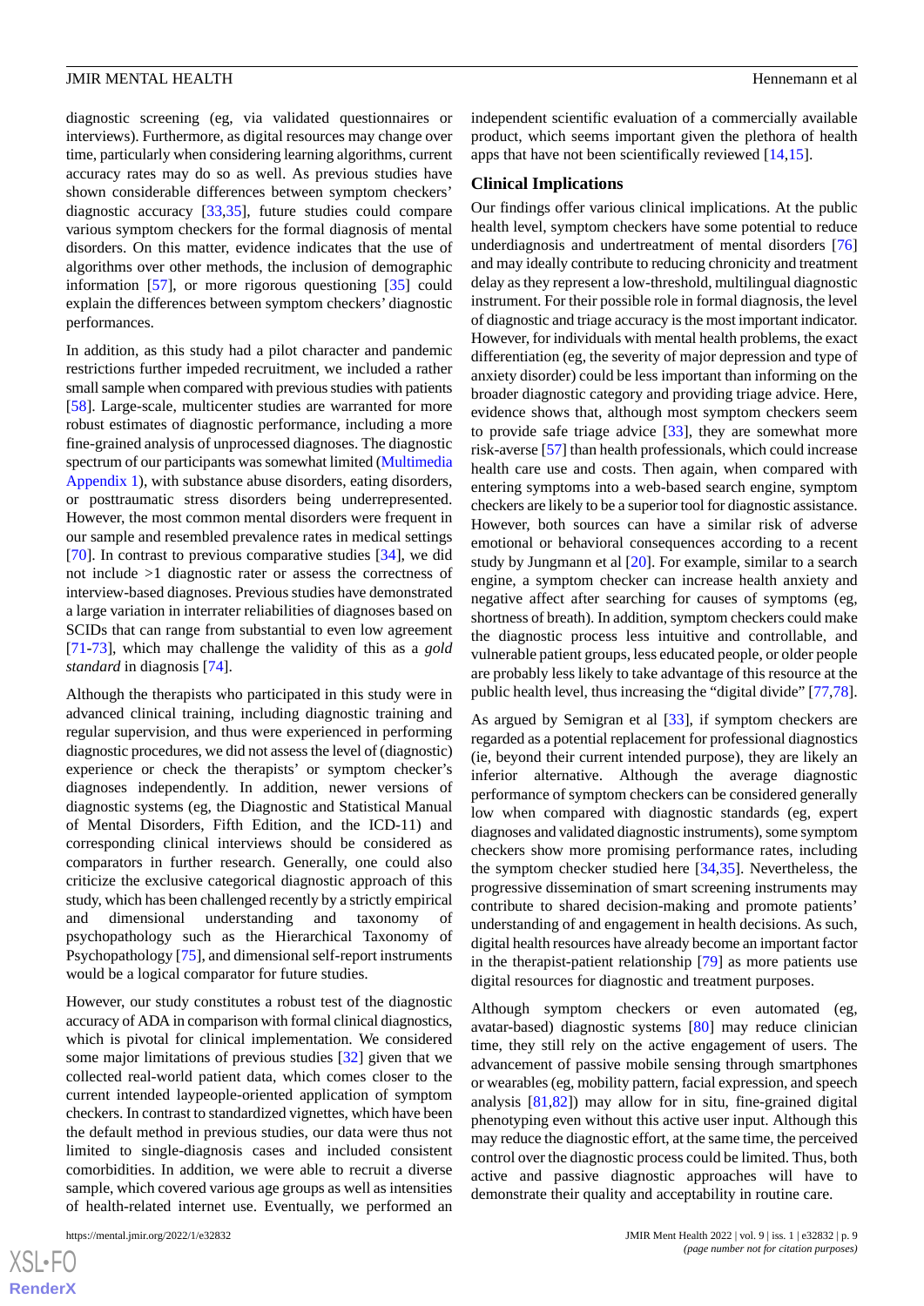diagnostic screening (eg, via validated questionnaires or interviews). Furthermore, as digital resources may change over time, particularly when considering learning algorithms, current accuracy rates may do so as well. As previous studies have shown considerable differences between symptom checkers' diagnostic accuracy [33,35], future studies could compare various symptom checkers for the formal diagnosis of mental disorders. On this matter, evidence indicates that the use of algorithms over other methods, the inclusion of demographic information [57], or more rigorous questioning [35] could explain the differences between symptom checkers' diagnostic performances.

In addition, as this study had a pilot character and pandemic restrictions further impeded recruitment, we included a rather small sample when compared with previous studies with patients [58]. Large-scale, multicenter studies are warranted for more robust estimates of diagnostic performance, including a more fine-grained analysis of unprocessed diagnoses. The diagnostic spectrum of our participants was somewhat limited (Multimedia Appendix 1), with substance abuse disorders, eating disorders, or posttraumatic stress disorders being underrepresented. However, the most common mental disorders were frequent in our sample and resembled prevalence rates in medical settings [70]. In contrast to previous comparative studies [34], we did not include >1 diagnostic rater or assess the correctness of interview-based diagnoses. Previous studies have demonstrated a large variation in interrater reliabilities of diagnoses based on SCIDs that can range from substantial to even low agreement [71-73], which may challenge the validity of this as a *gold standard* in diagnosis [74].

Although the therapists who participated in this study were in advanced clinical training, including diagnostic training and regular supervision, and thus were experienced in performing diagnostic procedures, we did not assess the level of (diagnostic) experience or check the therapists' or symptom checker's diagnoses independently. In addition, newer versions of diagnostic systems (eg, the Diagnostic and Statistical Manual of Mental Disorders, Fifth Edition, and the ICD-11) and corresponding clinical interviews should be considered as comparators in further research. Generally, one could also criticize the exclusive categorical diagnostic approach of this study, which has been challenged recently by a strictly empirical and dimensional understanding and taxonomy of psychopathology such as the Hierarchical Taxonomy of Psychopathology [75], and dimensional self-report instruments would be a logical comparator for future studies.

However, our study constitutes a robust test of the diagnostic accuracy of ADA in comparison with formal clinical diagnostics, which is pivotal for clinical implementation. We considered some major limitations of previous studies [32] given that we collected real-world patient data, which comes closer to the current intended laypeople-oriented application of symptom checkers. In contrast to standardized vignettes, which have been the default method in previous studies, our data were thus not limited to single-diagnosis cases and included consistent comorbidities. In addition, we were able to recruit a diverse sample, which covered various age groups as well as intensities of health-related internet use. Eventually, we performed an independent scientific evaluation of a commercially available product, which seems important given the plethora of health apps that have not been scientifically reviewed [14,15].

### Clinical Implications

Our findings offer various clinical implications. At the public health level, symptom checkers have some potential to reduce underdiagnosis and undertreatment of mental disorders [76] and may ideally contribute to reducing chronicity and treatment delay as they represent a low-threshold, multilingual diagnostic instrument. For their possible role in formal diagnosis, the level of diagnostic and triage accuracy is the most important indicator. However, for individuals with mental health problems, the exact differentiation (eg, the severity of major depression and type of anxiety disorder) could be less important than informing on the broader diagnostic category and providing triage advice. Here, evidence shows that, although most symptom checkers seem to provide safe triage advice [33], they are somewhat more risk-averse [57] than health professionals, which could increase health care use and costs. Then again, when compared with entering symptoms into a web-based search engine, symptom checkers are likely to be a superior tool for diagnostic assistance. However, both sources can have a similar risk of adverse emotional or behavioral consequences according to a recent study by Jungmann et al [20]. For example, similar to a search engine, a symptom checker can increase health anxiety and negative affect after searching for causes of symptoms (eg, shortness of breath). In addition, symptom checkers could make the diagnostic process less intuitive and controllable, and vulnerable patient groups, less educated people, or older people are probably less likely to take advantage of this resource at the public health level, thus increasing the "digital divide" [77,78].

As argued by Semigran et al [33], if symptom checkers are regarded as a potential replacement for professional diagnostics (ie, beyond their current intended purpose), they are likely an inferior alternative. Although the average diagnostic performance of symptom checkers can be considered generally low when compared with diagnostic standards (eg, expert diagnoses and validated diagnostic instruments), some symptom checkers show more promising performance rates, including the symptom checker studied here [34,35]. Nevertheless, the progressive dissemination of smart screening instruments may contribute to shared decision-making and promote patients' understanding of and engagement in health decisions. As such, digital health resources have already become an important factor in the therapist-patient relationship [79] as more patients use digital resources for diagnostic and treatment purposes.

Although symptom checkers or even automated (eg, avatar-based) diagnostic systems [80] may reduce clinician time, they still rely on the active engagement of users. The advancement of passive mobile sensing through smartphones or wearables (eg, mobility pattern, facial expression, and speech analysis [81,82]) may allow for in situ, fine-grained digital phenotyping even without this active user input. Although this may reduce the diagnostic effort, at the same time, the perceived control over the diagnostic process could be limited. Thus, both active and passive diagnostic approaches will have to demonstrate their quality and acceptability in routine care.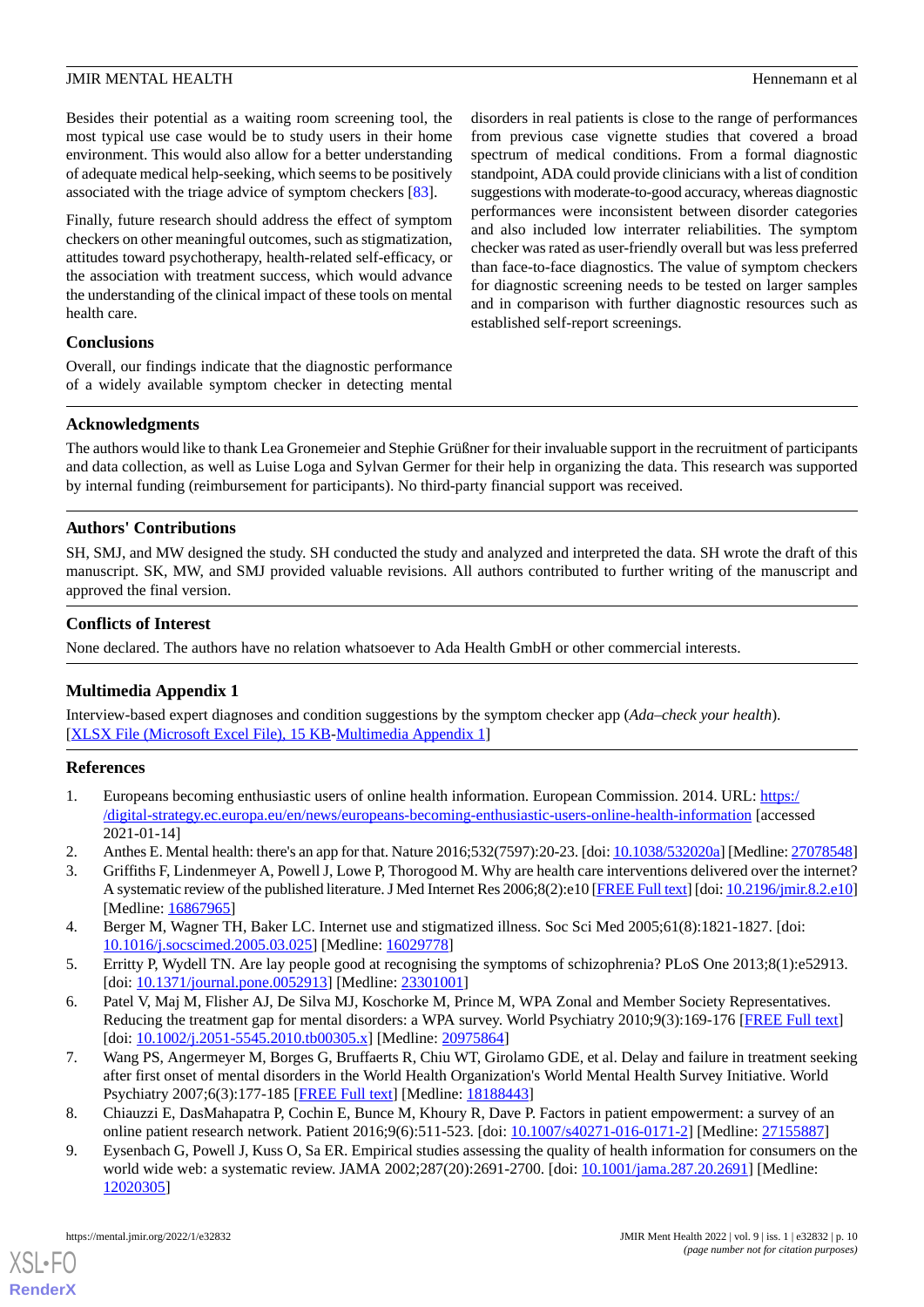Besides their potential as a waiting room screening tool, the most typical use case would be to study users in their home environment. This would also allow for a better understanding of adequate medical help-seeking, which seems to be positively associated with the triage advice of symptom checkers [83].

Finally, future research should address the effect of symptom checkers on other meaningful outcomes, such as stigmatization, attitudes toward psychotherapy, health-related self-efficacy, or the association with treatment success, which would advance the understanding of the clinical impact of these tools on mental health care.

### Conclusions

Overall, our findings indicate that the diagnostic performance of a widely available symptom checker in detecting mental disorders in real patients is close to the range of performances from previous case vignette studies that covered a broad spectrum of medical conditions. From a formal diagnostic standpoint, ADA could provide clinicians with a list of condition suggestions with moderate-to-good accuracy, whereas diagnostic performances were inconsistent between disorder categories and also included low interrater reliabilities. The symptom checker was rated as user-friendly overall but was less preferred than face-to-face diagnostics. The value of symptom checkers for diagnostic screening needs to be tested on larger samples and in comparison with further diagnostic resources such as established self-report screenings.

## Acknowledgments

The authors would like to thank Lea Gronemeier and Stephie Grüßner for their invaluable support in the recruitment of participants and data collection, as well as Luise Loga and Sylvan Germer for their help in organizing the data. This research was supported by internal funding (reimbursement for participants). No third-party financial support was received.

## Authors' Contributions

SH, SMJ, and MW designed the study. SH conducted the study and analyzed and interpreted the data. SH wrote the draft of this manuscript. SK, MW, and SMJ provided valuable revisions. All authors contributed to further writing of the manuscript and approved the final version.

## Conflicts of Interest

None declared. The authors have no relation whatsoever to Ada Health GmbH or other commercial interests.

## Multimedia Appendix 1

Interview-based expert diagnoses and condition suggestions by the symptom checker app (*Ada–check your health*).
[XLSX File (Microsoft Excel File), 15 KB-Multimedia Appendix 1]

## References

1. Europeans becoming enthusiastic users of online health information. European Commission. 2014. URL: https://digital-strategy.ec.europa.eu/en/news/europeans-becoming-enthusiastic-users-online-health-information [accessed 2021-01-14]
2. Anthes E. Mental health: there's an app for that. Nature 2016;532(7597):20-23. [doi: 10.1038/532020a] [Medline: 27078548]
3. Griffiths F, Lindenmeyer A, Powell J, Lowe P, Thorogood M. Why are health care interventions delivered over the internet? A systematic review of the published literature. J Med Internet Res 2006;8(2):e10 [FREE Full text] [doi: 10.2196/jmir.8.2.e10] [Medline: 16867965]
4. Berger M, Wagner TH, Baker LC. Internet use and stigmatized illness. Soc Sci Med 2005;61(8):1821-1827. [doi: 10.1016/j.socscimed.2005.03.025] [Medline: 16029778]
5. Erritty P, Wydell TN. Are lay people good at recognising the symptoms of schizophrenia? PLoS One 2013;8(1):e52913. [doi: 10.1371/journal.pone.0052913] [Medline: 23301001]
6. Patel V, Maj M, Flisher AJ, De Silva MJ, Koschorke M, Prince M, WPA Zonal and Member Society Representatives. Reducing the treatment gap for mental disorders: a WPA survey. World Psychiatry 2010;9(3):169-176 [FREE Full text] [doi: 10.1002/j.2051-5545.2010.tb00305.x] [Medline: 20975864]
7. Wang PS, Angermeyer M, Borges G, Bruffaerts R, Chiu WT, Girolamo GDE, et al. Delay and failure in treatment seeking after first onset of mental disorders in the World Health Organization's World Mental Health Survey Initiative. World Psychiatry 2007;6(3):177-185 [FREE Full text] [Medline: 18188443]
8. Chiauzzi E, DasMahapatra P, Cochin E, Bunce M, Khoury R, Dave P. Factors in patient empowerment: a survey of an online patient research network. Patient 2016;9(6):511-523. [doi: 10.1007/s40271-016-0171-2] [Medline: 27155887]
9. Eysenbach G, Powell J, Kuss O, Sa ER. Empirical studies assessing the quality of health information for consumers on the world wide web: a systematic review. JAMA 2002;287(20):2691-2700. [doi: 10.1001/jama.287.20.2691] [Medline: 12020305]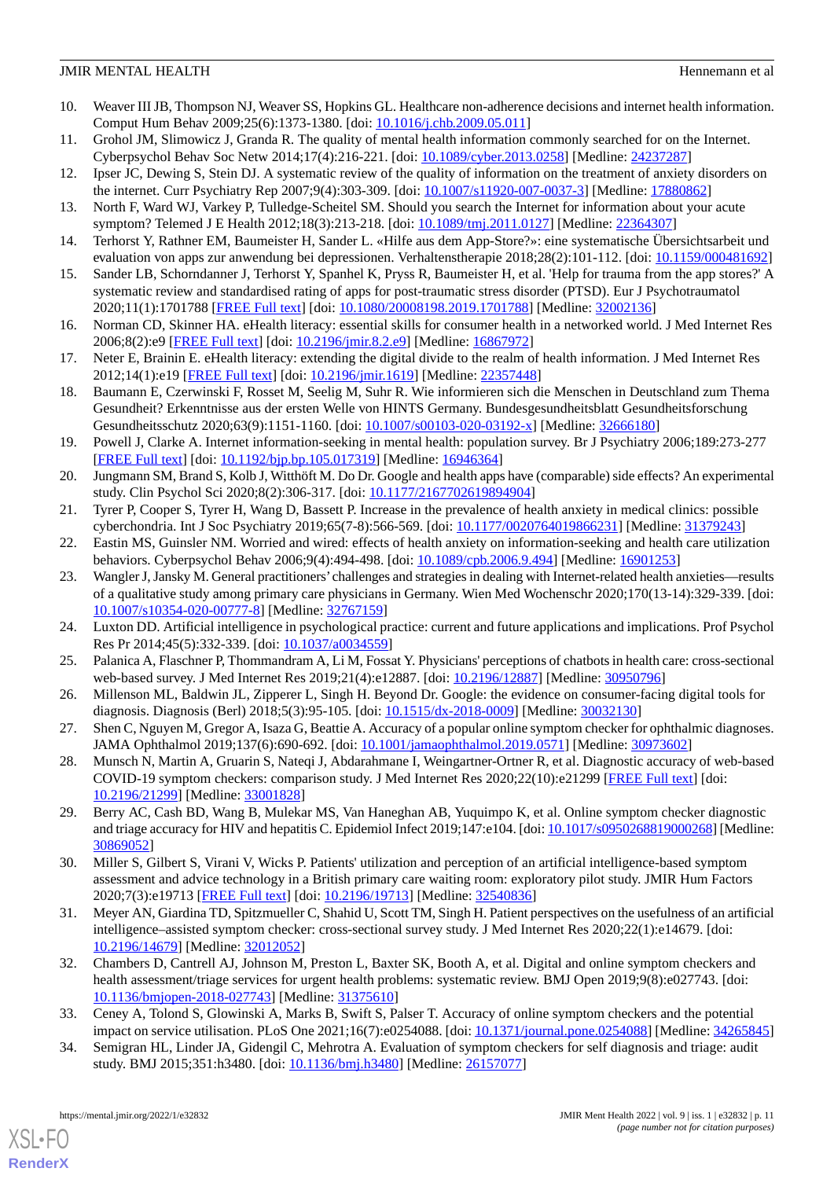10. Weaver III JB, Thompson NJ, Weaver SS, Hopkins GL. Healthcare non-adherence decisions and internet health information. Comput Hum Behav 2009;25(6):1373-1380. [doi: 10.1016/j.chb.2009.05.011]
11. Grohol JM, Slimowicz J, Granda R. The quality of mental health information commonly searched for on the Internet. Cyberpsychol Behav Soc Netw 2014;17(4):216-221. [doi: 10.1089/cyber.2013.0258] [Medline: 24237287]
12. Ipser JC, Dewing S, Stein DJ. A systematic review of the quality of information on the treatment of anxiety disorders on the internet. Curr Psychiatry Rep 2007;9(4):303-309. [doi: 10.1007/s11920-007-0037-3] [Medline: 17880862]
13. North F, Ward WJ, Varkey P, Tulledge-Scheitel SM. Should you search the Internet for information about your acute symptom? Telemed J E Health 2012;18(3):213-218. [doi: 10.1089/tmj.2011.0127] [Medline: 22364307]
14. Terhorst Y, Rathner EM, Baumeister H, Sander L. «Hilfe aus dem App-Store?»: eine systematische Übersichtsarbeit und evaluation von apps zur anwendung bei depressionen. Verhaltenstherapie 2018;28(2):101-112. [doi: 10.1159/000481692]
15. Sander LB, Schorndanner J, Terhorst Y, Spanhel K, Pryss R, Baumeister H, et al. 'Help for trauma from the app stores?' A systematic review and standardised rating of apps for post-traumatic stress disorder (PTSD). Eur J Psychotraumatol 2020;11(1):1701788 [FREE Full text] [doi: 10.1080/20008198.2019.1701788] [Medline: 32002136]
16. Norman CD, Skinner HA. eHealth literacy: essential skills for consumer health in a networked world. J Med Internet Res 2006;8(2):e9 [FREE Full text] [doi: 10.2196/jmir.8.2.e9] [Medline: 16867972]
17. Neter E, Brainin E. eHealth literacy: extending the digital divide to the realm of health information. J Med Internet Res 2012;14(1):e19 [FREE Full text] [doi: 10.2196/jmir.1619] [Medline: 22357448]
18. Baumann E, Czerwinski F, Rosset M, Seelig M, Suhr R. Wie informieren sich die Menschen in Deutschland zum Thema Gesundheit? Erkenntnisse aus der ersten Welle von HINTS Germany. Bundesgesundheitsblatt Gesundheitsforschung Gesundheitsschutz 2020;63(9):1151-1160. [doi: 10.1007/s00103-020-03192-x] [Medline: 32666180]
19. Powell J, Clarke A. Internet information-seeking in mental health: population survey. Br J Psychiatry 2006;189:273-277 [FREE Full text] [doi: 10.1192/bjp.bp.105.017319] [Medline: 16946364]
20. Jungmann SM, Brand S, Kolb J, Witthöft M. Do Dr. Google and health apps have (comparable) side effects? An experimental study. Clin Psychol Sci 2020;8(2):306-317. [doi: 10.1177/2167702619894904]
21. Tyrer P, Cooper S, Tyrer H, Wang D, Bassett P. Increase in the prevalence of health anxiety in medical clinics: possible cyberchondria. Int J Soc Psychiatry 2019;65(7-8):566-569. [doi: 10.1177/0020764019866231] [Medline: 31379243]
22. Eastin MS, Guinsler NM. Worried and wired: effects of health anxiety on information-seeking and health care utilization behaviors. Cyberpsychol Behav 2006;9(4):494-498. [doi: 10.1089/cpb.2006.9.494] [Medline: 16901253]
23. Wangler J, Jansky M. General practitioners' challenges and strategies in dealing with Internet-related health anxieties—results of a qualitative study among primary care physicians in Germany. Wien Med Wochenschr 2020;170(13-14):329-339. [doi: 10.1007/s10354-020-00777-8] [Medline: 32767159]
24. Luxton DD. Artificial intelligence in psychological practice: current and future applications and implications. Prof Psychol Res Pr 2014;45(5):332-339. [doi: 10.1037/a0034559]
25. Palanica A, Flaschner P, Thommandram A, Li M, Fossat Y. Physicians' perceptions of chatbots in health care: cross-sectional web-based survey. J Med Internet Res 2019;21(4):e12887. [doi: 10.2196/12887] [Medline: 30950796]
26. Millenson ML, Baldwin JL, Zipperer L, Singh H. Beyond Dr. Google: the evidence on consumer-facing digital tools for diagnosis. Diagnosis (Berl) 2018;5(3):95-105. [doi: 10.1515/dx-2018-0009] [Medline: 30032130]
27. Shen C, Nguyen M, Gregor A, Isaza G, Beattie A. Accuracy of a popular online symptom checker for ophthalmic diagnoses. JAMA Ophthalmol 2019;137(6):690-692. [doi: 10.1001/jamaophthalmol.2019.0571] [Medline: 30973602]
28. Munsch N, Martin A, Gruarin S, Nateqi J, Abdarahmane I, Weingartner-Ortner R, et al. Diagnostic accuracy of web-based COVID-19 symptom checkers: comparison study. J Med Internet Res 2020;22(10):e21299 [FREE Full text] [doi: 10.2196/21299] [Medline: 33001828]
29. Berry AC, Cash BD, Wang B, Mulekar MS, Van Haneghan AB, Yuquimpo K, et al. Online symptom checker diagnostic and triage accuracy for HIV and hepatitis C. Epidemiol Infect 2019;147:e104. [doi: 10.1017/s0950268819000268] [Medline: 30869052]
30. Miller S, Gilbert S, Virani V, Wicks P. Patients' utilization and perception of an artificial intelligence-based symptom assessment and advice technology in a British primary care waiting room: exploratory pilot study. JMIR Hum Factors 2020;7(3):e19713 [FREE Full text] [doi: 10.2196/19713] [Medline: 32540836]
31. Meyer AN, Giardina TD, Spitzmueller C, Shahid U, Scott TM, Singh H. Patient perspectives on the usefulness of an artificial intelligence–assisted symptom checker: cross-sectional survey study. J Med Internet Res 2020;22(1):e14679. [doi: 10.2196/14679] [Medline: 32012052]
32. Chambers D, Cantrell AJ, Johnson M, Preston L, Baxter SK, Booth A, et al. Digital and online symptom checkers and health assessment/triage services for urgent health problems: systematic review. BMJ Open 2019;9(8):e027743. [doi: 10.1136/bmjopen-2018-027743] [Medline: 31375610]
33. Ceney A, Tolond S, Glowinski A, Marks B, Swift S, Palser T. Accuracy of online symptom checkers and the potential impact on service utilisation. PLoS One 2021;16(7):e0254088. [doi: 10.1371/journal.pone.0254088] [Medline: 34265845]
34. Semigran HL, Linder JA, Gidengil C, Mehrotra A. Evaluation of symptom checkers for self diagnosis and triage: audit study. BMJ 2015;351:h3480. [doi: 10.1136/bmj.h3480] [Medline: 26157077]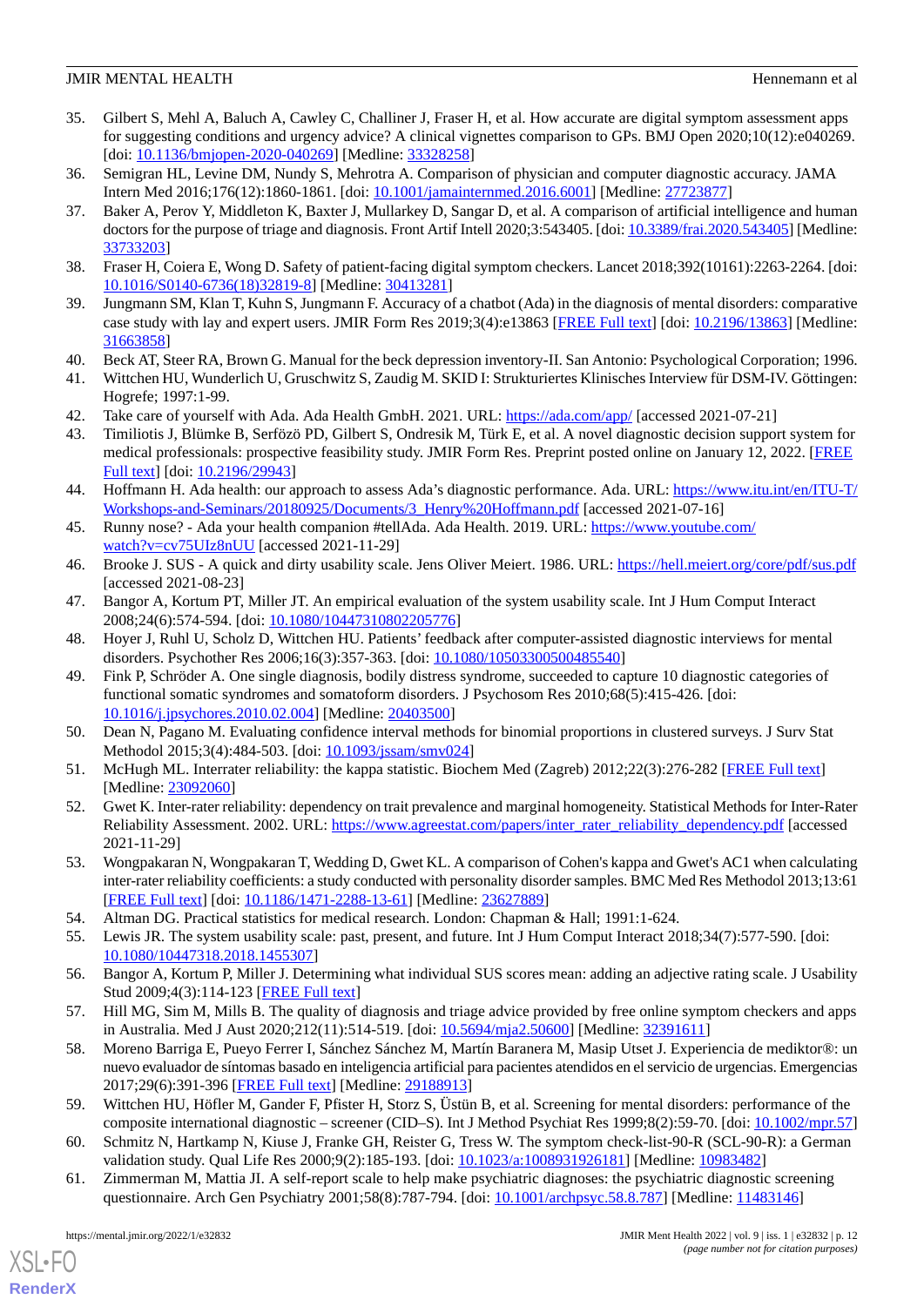35. Gilbert S, Mehl A, Baluch A, Cawley C, Challiner J, Fraser H, et al. How accurate are digital symptom assessment apps for suggesting conditions and urgency advice? A clinical vignettes comparison to GPs. BMJ Open 2020;10(12):e040269. [doi: 10.1136/bmjopen-2020-040269] [Medline: 33328258]
36. Semigran HL, Levine DM, Nundy S, Mehrotra A. Comparison of physician and computer diagnostic accuracy. JAMA Intern Med 2016;176(12):1860-1861. [doi: 10.1001/jamainternmed.2016.6001] [Medline: 27723877]
37. Baker A, Perov Y, Middleton K, Baxter J, Mullarkey D, Sangar D, et al. A comparison of artificial intelligence and human doctors for the purpose of triage and diagnosis. Front Artif Intell 2020;3:543405. [doi: 10.3389/frai.2020.543405] [Medline: 33733203]
38. Fraser H, Coiera E, Wong D. Safety of patient-facing digital symptom checkers. Lancet 2018;392(10161):2263-2264. [doi: 10.1016/S0140-6736(18)32819-8] [Medline: 30413281]
39. Jungmann SM, Klan T, Kuhn S, Jungmann F. Accuracy of a chatbot (Ada) in the diagnosis of mental disorders: comparative case study with lay and expert users. JMIR Form Res 2019;3(4):e13863 [FREE Full text] [doi: 10.2196/13863] [Medline: 31663858]
40. Beck AT, Steer RA, Brown G. Manual for the beck depression inventory-II. San Antonio: Psychological Corporation; 1996.
41. Wittchen HU, Wunderlich U, Gruschwitz S, Zaudig M. SKID I: Strukturiertes Klinisches Interview für DSM-IV. Göttingen: Hogrefe; 1997:1-99.
42. Take care of yourself with Ada. Ada Health GmbH. 2021. URL: https://ada.com/app/ [accessed 2021-07-21]
43. Timiliotis J, Blümke B, Serfözö PD, Gilbert S, Ondresik M, Türk E, et al. A novel diagnostic decision support system for medical professionals: prospective feasibility study. JMIR Form Res. Preprint posted online on January 12, 2022. [FREE Full text] [doi: 10.2196/29943]
44. Hoffmann H. Ada health: our approach to assess Ada's diagnostic performance. Ada. URL: https://www.itu.int/en/ITU-T/Workshops-and-Seminars/20180925/Documents/3_Henry%20Hoffmann.pdf [accessed 2021-07-16]
45. Runny nose? - Ada your health companion #tellAda. Ada Health. 2019. URL: https://www.youtube.com/watch?v=cv75UIz8nUU [accessed 2021-11-29]
46. Brooke J. SUS - A quick and dirty usability scale. Jens Oliver Meiert. 1986. URL: https://hell.meiert.org/core/pdf/sus.pdf [accessed 2021-08-23]
47. Bangor A, Kortum PT, Miller JT. An empirical evaluation of the system usability scale. Int J Hum Comput Interact 2008;24(6):574-594. [doi: 10.1080/10447310802205776]
48. Hoyer J, Ruhl U, Scholz D, Wittchen HU. Patients' feedback after computer-assisted diagnostic interviews for mental disorders. Psychother Res 2006;16(3):357-363. [doi: 10.1080/10503300500485540]
49. Fink P, Schröder A. One single diagnosis, bodily distress syndrome, succeeded to capture 10 diagnostic categories of functional somatic syndromes and somatoform disorders. J Psychosom Res 2010;68(5):415-426. [doi: 10.1016/j.jpsychores.2010.02.004] [Medline: 20403500]
50. Dean N, Pagano M. Evaluating confidence interval methods for binomial proportions in clustered surveys. J Surv Stat Methodol 2015;3(4):484-503. [doi: 10.1093/jssam/smv024]
51. McHugh ML. Interrater reliability: the kappa statistic. Biochem Med (Zagreb) 2012;22(3):276-282 [FREE Full text] [Medline: 23092060]
52. Gwet K. Inter-rater reliability: dependency on trait prevalence and marginal homogeneity. Statistical Methods for Inter-Rater Reliability Assessment. 2002. URL: https://www.agreestat.com/papers/inter_rater_reliability_dependency.pdf [accessed 2021-11-29]
53. Wongpakaran N, Wongpakaran T, Wedding D, Gwet KL. A comparison of Cohen's kappa and Gwet's AC1 when calculating inter-rater reliability coefficients: a study conducted with personality disorder samples. BMC Med Res Methodol 2013;13:61 [FREE Full text] [doi: 10.1186/1471-2288-13-61] [Medline: 23627889]
54. Altman DG. Practical statistics for medical research. London: Chapman & Hall; 1991:1-624.
55. Lewis JR. The system usability scale: past, present, and future. Int J Hum Comput Interact 2018;34(7):577-590. [doi: 10.1080/10447318.2018.1455307]
56. Bangor A, Kortum P, Miller J. Determining what individual SUS scores mean: adding an adjective rating scale. J Usability Stud 2009;4(3):114-123 [FREE Full text]
57. Hill MG, Sim M, Mills B. The quality of diagnosis and triage advice provided by free online symptom checkers and apps in Australia. Med J Aust 2020;212(11):514-519. [doi: 10.5694/mja2.50600] [Medline: 32391611]
58. Moreno Barriga E, Pueyo Ferrer I, Sánchez Sánchez M, Martín Baranera M, Masip Utset J. Experiencia de mediktor®: un nuevo evaluador de síntomas basado en inteligencia artificial para pacientes atendidos en el servicio de urgencias. Emergencias 2017;29(6):391-396 [FREE Full text] [Medline: 29188913]
59. Wittchen HU, Höfler M, Gander F, Pfister H, Storz S, Üstün B, et al. Screening for mental disorders: performance of the composite international diagnostic – screener (CID–S). Int J Method Psychiat Res 1999;8(2):59-70. [doi: 10.1002/mpr.57]
60. Schmitz N, Hartkamp N, Kiuse J, Franke GH, Reister G, Tress W. The symptom check-list-90-R (SCL-90-R): a German validation study. Qual Life Res 2000;9(2):185-193. [doi: 10.1023/a:1008931926181] [Medline: 10983482]
61. Zimmerman M, Mattia JI. A self-report scale to help make psychiatric diagnoses: the psychiatric diagnostic screening questionnaire. Arch Gen Psychiatry 2001;58(8):787-794. [doi: 10.1001/archpsyc.58.8.787] [Medline: 11483146]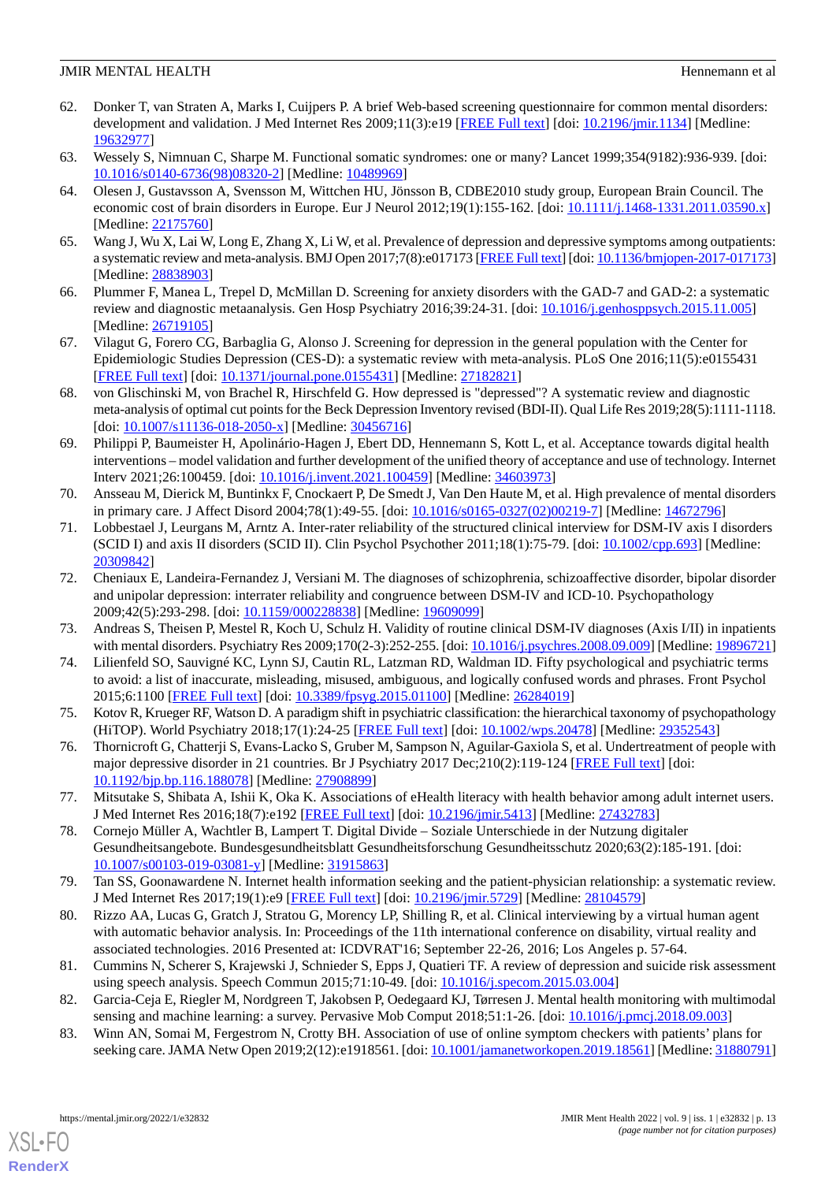62. Donker T, van Straten A, Marks I, Cuijpers P. A brief Web-based screening questionnaire for common mental disorders: development and validation. J Med Internet Res 2009;11(3):e19 [FREE Full text] [doi: 10.2196/jmir.1134] [Medline: 19632977]
63. Wessely S, Nimnuan C, Sharpe M. Functional somatic syndromes: one or many? Lancet 1999;354(9182):936-939. [doi: 10.1016/s0140-6736(98)08320-2] [Medline: 10489969]
64. Olesen J, Gustavsson A, Svensson M, Wittchen HU, Jönsson B, CDBE2010 study group, European Brain Council. The economic cost of brain disorders in Europe. Eur J Neurol 2012;19(1):155-162. [doi: 10.1111/j.1468-1331.2011.03590.x] [Medline: 22175760]
65. Wang J, Wu X, Lai W, Long E, Zhang X, Li W, et al. Prevalence of depression and depressive symptoms among outpatients: a systematic review and meta-analysis. BMJ Open 2017;7(8):e017173 [FREE Full text] [doi: 10.1136/bmjopen-2017-017173] [Medline: 28838903]
66. Plummer F, Manea L, Trepel D, McMillan D. Screening for anxiety disorders with the GAD-7 and GAD-2: a systematic review and diagnostic metaanalysis. Gen Hosp Psychiatry 2016;39:24-31. [doi: 10.1016/j.genhosppsych.2015.11.005] [Medline: 26719105]
67. Vilagut G, Forero CG, Barbaglia G, Alonso J. Screening for depression in the general population with the Center for Epidemiologic Studies Depression (CES-D): a systematic review with meta-analysis. PLoS One 2016;11(5):e0155431 [FREE Full text] [doi: 10.1371/journal.pone.0155431] [Medline: 27182821]
68. von Glischinski M, von Brachel R, Hirschfeld G. How depressed is "depressed"? A systematic review and diagnostic meta-analysis of optimal cut points for the Beck Depression Inventory revised (BDI-II). Qual Life Res 2019;28(5):1111-1118. [doi: 10.1007/s11136-018-2050-x] [Medline: 30456716]
69. Philippi P, Baumeister H, Apolinário-Hagen J, Ebert DD, Hennemann S, Kott L, et al. Acceptance towards digital health interventions – model validation and further development of the unified theory of acceptance and use of technology. Internet Interv 2021;26:100459. [doi: 10.1016/j.invent.2021.100459] [Medline: 34603973]
70. Ansseau M, Dierick M, Buntinkx F, Cnockaert P, De Smedt J, Van Den Haute M, et al. High prevalence of mental disorders in primary care. J Affect Disord 2004;78(1):49-55. [doi: 10.1016/s0165-0327(02)00219-7] [Medline: 14672796]
71. Lobbestael J, Leurgans M, Arntz A. Inter-rater reliability of the structured clinical interview for DSM-IV axis I disorders (SCID I) and axis II disorders (SCID II). Clin Psychol Psychother 2011;18(1):75-79. [doi: 10.1002/cpp.693] [Medline: 20309842]
72. Cheniaux E, Landeira-Fernandez J, Versiani M. The diagnoses of schizophrenia, schizoaffective disorder, bipolar disorder and unipolar depression: interrater reliability and congruence between DSM-IV and ICD-10. Psychopathology 2009;42(5):293-298. [doi: 10.1159/000228838] [Medline: 19609099]
73. Andreas S, Theisen P, Mestel R, Koch U, Schulz H. Validity of routine clinical DSM-IV diagnoses (Axis I/II) in inpatients with mental disorders. Psychiatry Res 2009;170(2-3):252-255. [doi: 10.1016/j.psychres.2008.09.009] [Medline: 19896721]
74. Lilienfeld SO, Sauvigné KC, Lynn SJ, Cautin RL, Latzman RD, Waldman ID. Fifty psychological and psychiatric terms to avoid: a list of inaccurate, misleading, misused, ambiguous, and logically confused words and phrases. Front Psychol 2015;6:1100 [FREE Full text] [doi: 10.3389/fpsyg.2015.01100] [Medline: 26284019]
75. Kotov R, Krueger RF, Watson D. A paradigm shift in psychiatric classification: the hierarchical taxonomy of psychopathology (HiTOP). World Psychiatry 2018;17(1):24-25 [FREE Full text] [doi: 10.1002/wps.20478] [Medline: 29352543]
76. Thornicroft G, Chatterji S, Evans-Lacko S, Gruber M, Sampson N, Aguilar-Gaxiola S, et al. Undertreatment of people with major depressive disorder in 21 countries. Br J Psychiatry 2017 Dec;210(2):119-124 [FREE Full text] [doi: 10.1192/bjp.bp.116.188078] [Medline: 27908899]
77. Mitsutake S, Shibata A, Ishii K, Oka K. Associations of eHealth literacy with health behavior among adult internet users. J Med Internet Res 2016;18(7):e192 [FREE Full text] [doi: 10.2196/jmir.5413] [Medline: 27432783]
78. Cornejo Müller A, Wachtler B, Lampert T. Digital Divide – Soziale Unterschiede in der Nutzung digitaler Gesundheitsangebote. Bundesgesundheitsblatt Gesundheitsforschung Gesundheitsschutz 2020;63(2):185-191. [doi: 10.1007/s00103-019-03081-y] [Medline: 31915863]
79. Tan SS, Goonawardene N. Internet health information seeking and the patient-physician relationship: a systematic review. J Med Internet Res 2017;19(1):e9 [FREE Full text] [doi: 10.2196/jmir.5729] [Medline: 28104579]
80. Rizzo AA, Lucas G, Gratch J, Stratou G, Morency LP, Shilling R, et al. Clinical interviewing by a virtual human agent with automatic behavior analysis. In: Proceedings of the 11th international conference on disability, virtual reality and associated technologies. 2016 Presented at: ICDVRAT'16; September 22-26, 2016; Los Angeles p. 57-64.
81. Cummins N, Scherer S, Krajewski J, Schnieder S, Epps J, Quatieri TF. A review of depression and suicide risk assessment using speech analysis. Speech Commun 2015;71:10-49. [doi: 10.1016/j.specom.2015.03.004]
82. Garcia-Ceja E, Riegler M, Nordgreen T, Jakobsen P, Oedegaard KJ, Tørresen J. Mental health monitoring with multimodal sensing and machine learning: a survey. Pervasive Mob Comput 2018;51:1-26. [doi: 10.1016/j.pmcj.2018.09.003]
83. Winn AN, Somai M, Fergestrom N, Crotty BH. Association of use of online symptom checkers with patients' plans for seeking care. JAMA Netw Open 2019;2(12):e1918561. [doi: 10.1001/jamanetworkopen.2019.18561] [Medline: 31880791]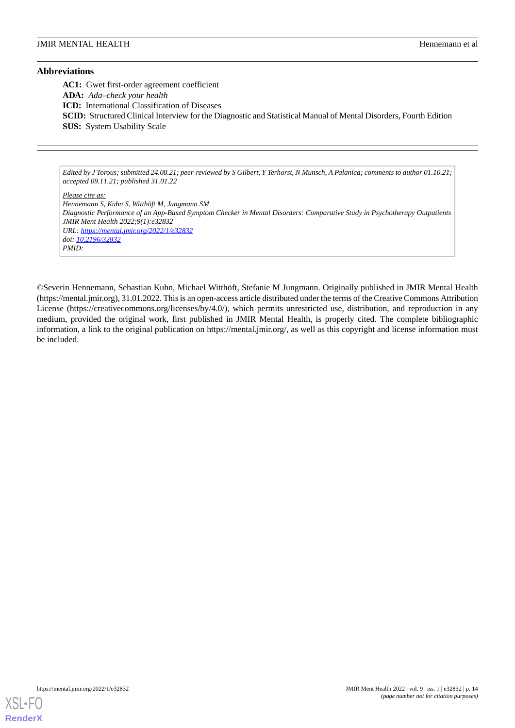## Abbreviations

**AC1:** Gwet first-order agreement coefficient
**ADA:** *Ada–check your health*
**ICD:** International Classification of Diseases
**SCID:** Structured Clinical Interview for the Diagnostic and Statistical Manual of Mental Disorders, Fourth Edition
**SUS:** System Usability Scale

*Edited by J Torous; submitted 24.08.21; peer-reviewed by S Gilbert, Y Terhorst, N Munsch, A Palanica; comments to author 01.10.21; accepted 09.11.21; published 31.01.22*

*Please cite as:*
*Hennemann S, Kuhn S, Witthöft M, Jungmann SM*
*Diagnostic Performance of an App-Based Symptom Checker in Mental Disorders: Comparative Study in Psychotherapy Outpatients*
*JMIR Ment Health 2022;9(1):e32832*
*URL: https://mental.jmir.org/2022/1/e32832*
*doi: 10.2196/32832*
*PMID:*

©Severin Hennemann, Sebastian Kuhn, Michael Witthöft, Stefanie M Jungmann. Originally published in JMIR Mental Health (https://mental.jmir.org), 31.01.2022. This is an open-access article distributed under the terms of the Creative Commons Attribution License (https://creativecommons.org/licenses/by/4.0/), which permits unrestricted use, distribution, and reproduction in any medium, provided the original work, first published in JMIR Mental Health, is properly cited. The complete bibliographic information, a link to the original publication on https://mental.jmir.org/, as well as this copyright and license information must be included.